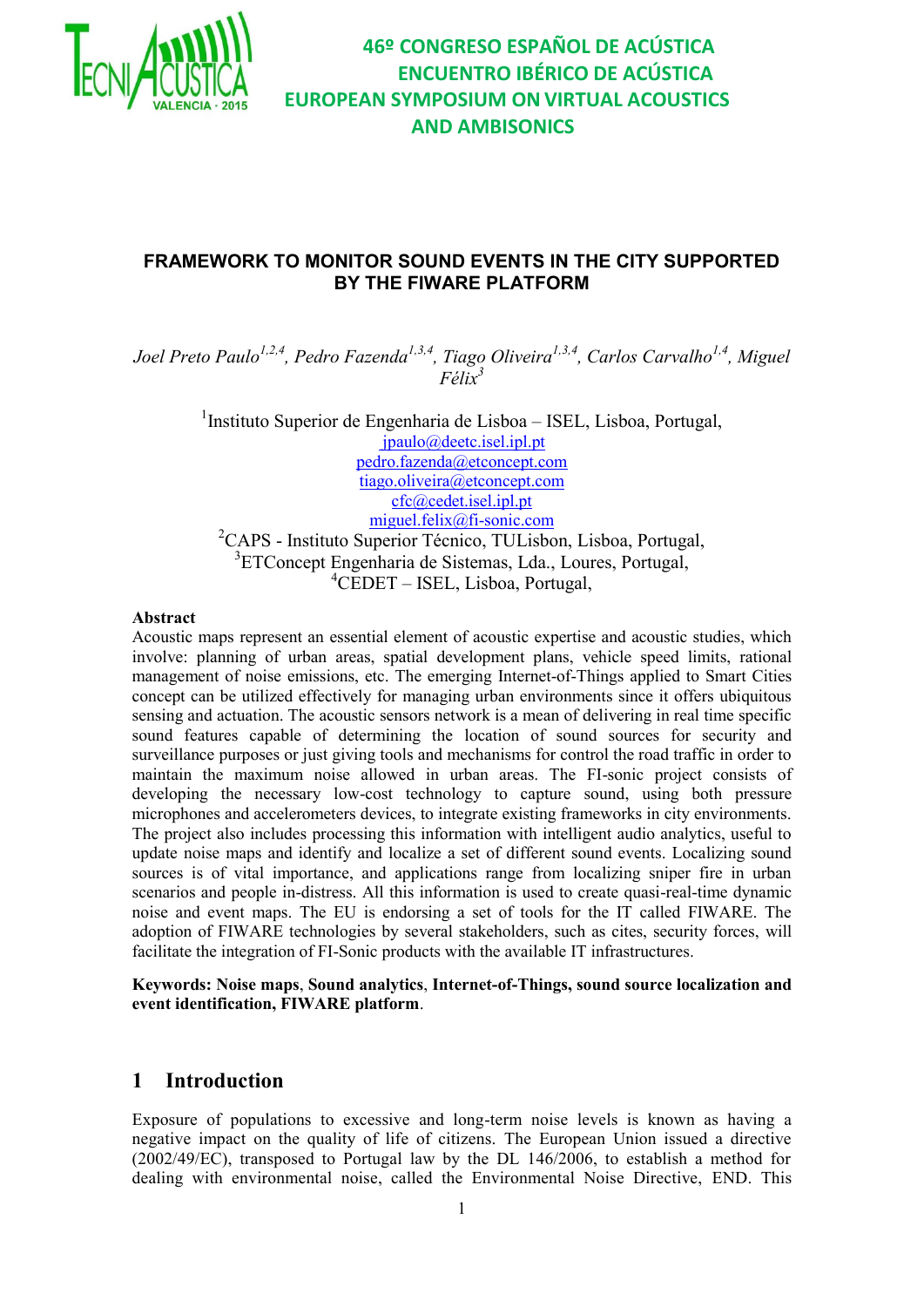# 46º CONGRESO ESPAÑOL DE ACÚSTICA ENCUENTRO IBÉRICO DE ACÚSTICA EUROPEAN SYMPOSIUM ON VIRTUAL ACOUSTICS AND AMBISONICS

## FRAMEWORK TO MONITOR SOUND EVENTS IN THE CITY SUPPORTED BY THE FIWARE PLATFORM

*Joel Preto Paulo[1,2,4], Pedro Fazenda[1,3,4], Tiago Oliveira[1,3,4], Carlos Carvalho[1,4], Miguel Félix[3]*

[1]Instituto Superior de Engenharia de Lisboa – ISEL, Lisboa, Portugal,
jpaulo@deetc.isel.ipl.pt
pedro.fazenda@etconcept.com
tiago.oliveira@etconcept.com
cfc@cedet.isel.ipl.pt
miguel.felix@fi-sonic.com
[2]CAPS - Instituto Superior Técnico, TULisbon, Lisboa, Portugal,
[3]ETConcept Engenharia de Sistemas, Lda., Loures, Portugal,
[4]CEDET – ISEL, Lisboa, Portugal,

**Abstract**

Acoustic maps represent an essential element of acoustic expertise and acoustic studies, which involve: planning of urban areas, spatial development plans, vehicle speed limits, rational management of noise emissions, etc. The emerging Internet-of-Things applied to Smart Cities concept can be utilized effectively for managing urban environments since it offers ubiquitous sensing and actuation. The acoustic sensors network is a mean of delivering in real time specific sound features capable of determining the location of sound sources for security and surveillance purposes or just giving tools and mechanisms for control the road traffic in order to maintain the maximum noise allowed in urban areas. The FI-sonic project consists of developing the necessary low-cost technology to capture sound, using both pressure microphones and accelerometers devices, to integrate existing frameworks in city environments. The project also includes processing this information with intelligent audio analytics, useful to update noise maps and identify and localize a set of different sound events. Localizing sound sources is of vital importance, and applications range from localizing sniper fire in urban scenarios and people in-distress. All this information is used to create quasi-real-time dynamic noise and event maps. The EU is endorsing a set of tools for the IT called FIWARE. The adoption of FIWARE technologies by several stakeholders, such as cites, security forces, will facilitate the integration of FI-Sonic products with the available IT infrastructures.

**Keywords: Noise maps**, **Sound analytics**, **Internet-of-Things, sound source localization and event identification, FIWARE platform**.

## 1 Introduction

Exposure of populations to excessive and long-term noise levels is known as having a negative impact on the quality of life of citizens. The European Union issued a directive (2002/49/EC), transposed to Portugal law by the DL 146/2006, to establish a method for dealing with environmental noise, called the Environmental Noise Directive, END. This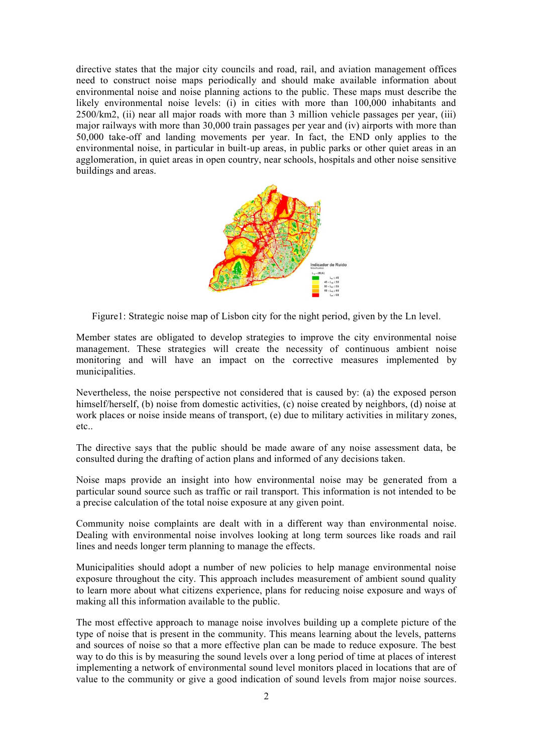directive states that the major city councils and road, rail, and aviation management offices need to construct noise maps periodically and should make available information about environmental noise and noise planning actions to the public. These maps must describe the likely environmental noise levels: (i) in cities with more than 100,000 inhabitants and 2500/km2, (ii) near all major roads with more than 3 million vehicle passages per year, (iii) major railways with more than 30,000 train passages per year and (iv) airports with more than 50,000 take-off and landing movements per year. In fact, the END only applies to the environmental noise, in particular in built-up areas, in public parks or other quiet areas in an agglomeration, in quiet areas in open country, near schools, hospitals and other noise sensitive buildings and areas.

Figure1: Strategic noise map of Lisbon city for the night period, given by the Ln level.

Member states are obligated to develop strategies to improve the city environmental noise management. These strategies will create the necessity of continuous ambient noise monitoring and will have an impact on the corrective measures implemented by municipalities.

Nevertheless, the noise perspective not considered that is caused by: (a) the exposed person himself/herself, (b) noise from domestic activities, (c) noise created by neighbors, (d) noise at work places or noise inside means of transport, (e) due to military activities in military zones, etc..

The directive says that the public should be made aware of any noise assessment data, be consulted during the drafting of action plans and informed of any decisions taken.

Noise maps provide an insight into how environmental noise may be generated from a particular sound source such as traffic or rail transport. This information is not intended to be a precise calculation of the total noise exposure at any given point.

Community noise complaints are dealt with in a different way than environmental noise. Dealing with environmental noise involves looking at long term sources like roads and rail lines and needs longer term planning to manage the effects.

Municipalities should adopt a number of new policies to help manage environmental noise exposure throughout the city. This approach includes measurement of ambient sound quality to learn more about what citizens experience, plans for reducing noise exposure and ways of making all this information available to the public.

The most effective approach to manage noise involves building up a complete picture of the type of noise that is present in the community. This means learning about the levels, patterns and sources of noise so that a more effective plan can be made to reduce exposure. The best way to do this is by measuring the sound levels over a long period of time at places of interest implementing a network of environmental sound level monitors placed in locations that are of value to the community or give a good indication of sound levels from major noise sources.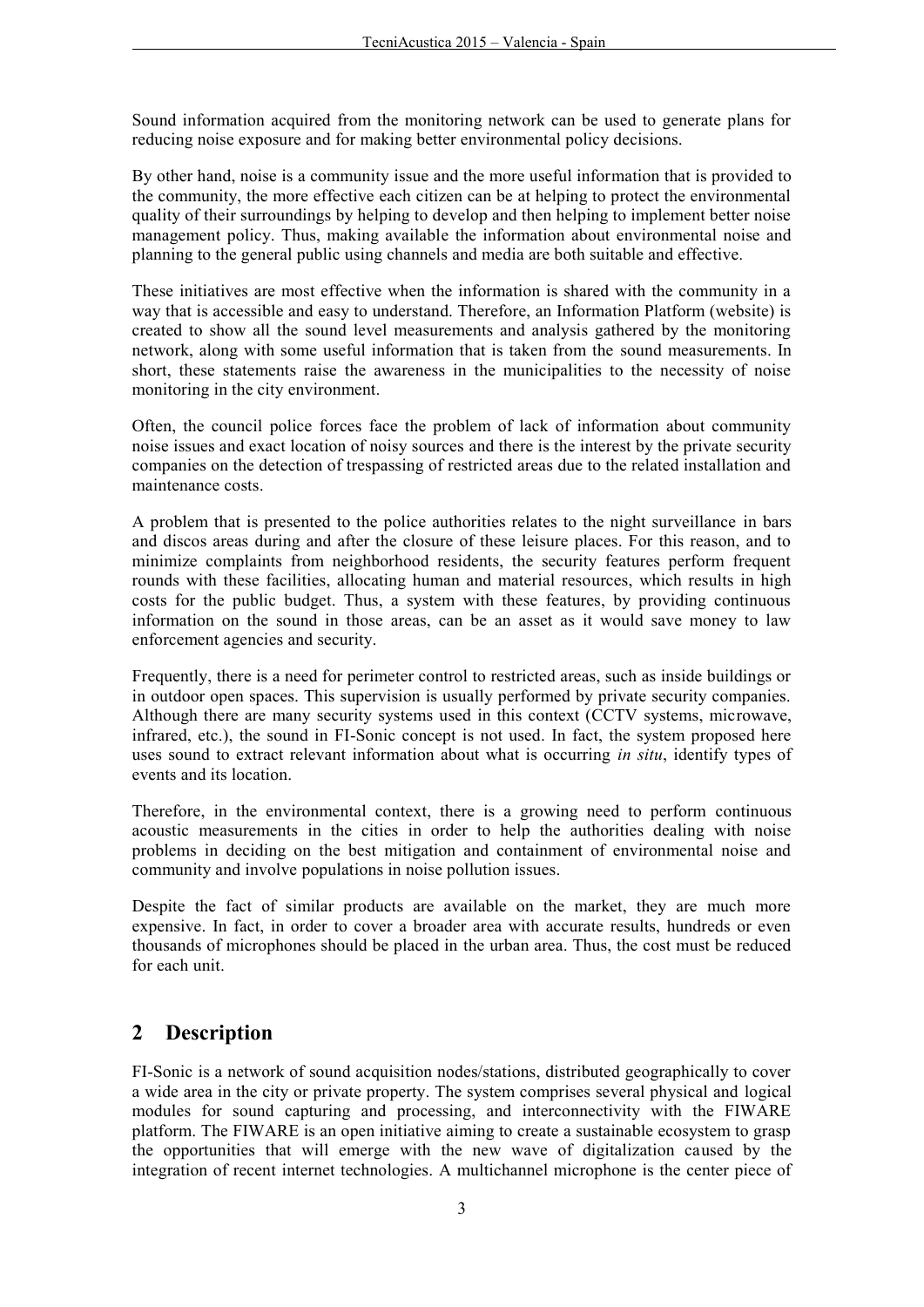Sound information acquired from the monitoring network can be used to generate plans for reducing noise exposure and for making better environmental policy decisions.

By other hand, noise is a community issue and the more useful information that is provided to the community, the more effective each citizen can be at helping to protect the environmental quality of their surroundings by helping to develop and then helping to implement better noise management policy. Thus, making available the information about environmental noise and planning to the general public using channels and media are both suitable and effective.

These initiatives are most effective when the information is shared with the community in a way that is accessible and easy to understand. Therefore, an Information Platform (website) is created to show all the sound level measurements and analysis gathered by the monitoring network, along with some useful information that is taken from the sound measurements. In short, these statements raise the awareness in the municipalities to the necessity of noise monitoring in the city environment.

Often, the council police forces face the problem of lack of information about community noise issues and exact location of noisy sources and there is the interest by the private security companies on the detection of trespassing of restricted areas due to the related installation and maintenance costs.

A problem that is presented to the police authorities relates to the night surveillance in bars and discos areas during and after the closure of these leisure places. For this reason, and to minimize complaints from neighborhood residents, the security features perform frequent rounds with these facilities, allocating human and material resources, which results in high costs for the public budget. Thus, a system with these features, by providing continuous information on the sound in those areas, can be an asset as it would save money to law enforcement agencies and security.

Frequently, there is a need for perimeter control to restricted areas, such as inside buildings or in outdoor open spaces. This supervision is usually performed by private security companies. Although there are many security systems used in this context (CCTV systems, microwave, infrared, etc.), the sound in FI-Sonic concept is not used. In fact, the system proposed here uses sound to extract relevant information about what is occurring *in situ*, identify types of events and its location.

Therefore, in the environmental context, there is a growing need to perform continuous acoustic measurements in the cities in order to help the authorities dealing with noise problems in deciding on the best mitigation and containment of environmental noise and community and involve populations in noise pollution issues.

Despite the fact of similar products are available on the market, they are much more expensive. In fact, in order to cover a broader area with accurate results, hundreds or even thousands of microphones should be placed in the urban area. Thus, the cost must be reduced for each unit.

## 2 Description

FI-Sonic is a network of sound acquisition nodes/stations, distributed geographically to cover a wide area in the city or private property. The system comprises several physical and logical modules for sound capturing and processing, and interconnectivity with the FIWARE platform. The FIWARE is an open initiative aiming to create a sustainable ecosystem to grasp the opportunities that will emerge with the new wave of digitalization caused by the integration of recent internet technologies. A multichannel microphone is the center piece of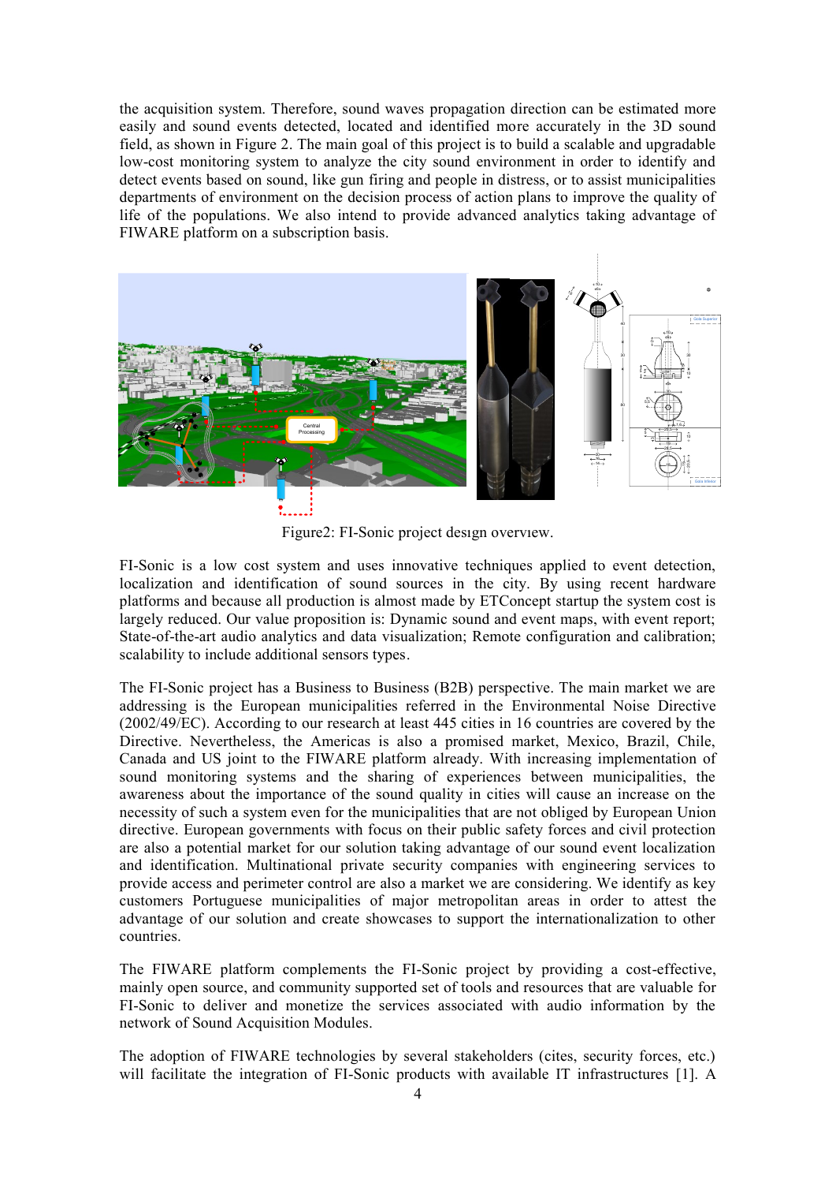the acquisition system. Therefore, sound waves propagation direction can be estimated more easily and sound events detected, located and identified more accurately in the 3D sound field, as shown in Figure 2. The main goal of this project is to build a scalable and upgradable low-cost monitoring system to analyze the city sound environment in order to identify and detect events based on sound, like gun firing and people in distress, or to assist municipalities departments of environment on the decision process of action plans to improve the quality of life of the populations. We also intend to provide advanced analytics taking advantage of FIWARE platform on a subscription basis.

Figure2: FI-Sonic project design overview.

FI-Sonic is a low cost system and uses innovative techniques applied to event detection, localization and identification of sound sources in the city. By using recent hardware platforms and because all production is almost made by ETConcept startup the system cost is largely reduced. Our value proposition is: Dynamic sound and event maps, with event report; State-of-the-art audio analytics and data visualization; Remote configuration and calibration; scalability to include additional sensors types.

The FI-Sonic project has a Business to Business (B2B) perspective. The main market we are addressing is the European municipalities referred in the Environmental Noise Directive (2002/49/EC). According to our research at least 445 cities in 16 countries are covered by the Directive. Nevertheless, the Americas is also a promised market, Mexico, Brazil, Chile, Canada and US joint to the FIWARE platform already. With increasing implementation of sound monitoring systems and the sharing of experiences between municipalities, the awareness about the importance of the sound quality in cities will cause an increase on the necessity of such a system even for the municipalities that are not obliged by European Union directive. European governments with focus on their public safety forces and civil protection are also a potential market for our solution taking advantage of our sound event localization and identification. Multinational private security companies with engineering services to provide access and perimeter control are also a market we are considering. We identify as key customers Portuguese municipalities of major metropolitan areas in order to attest the advantage of our solution and create showcases to support the internationalization to other countries.

The FIWARE platform complements the FI-Sonic project by providing a cost-effective, mainly open source, and community supported set of tools and resources that are valuable for FI-Sonic to deliver and monetize the services associated with audio information by the network of Sound Acquisition Modules.

The adoption of FIWARE technologies by several stakeholders (cites, security forces, etc.) will facilitate the integration of FI-Sonic products with available IT infrastructures [1]. A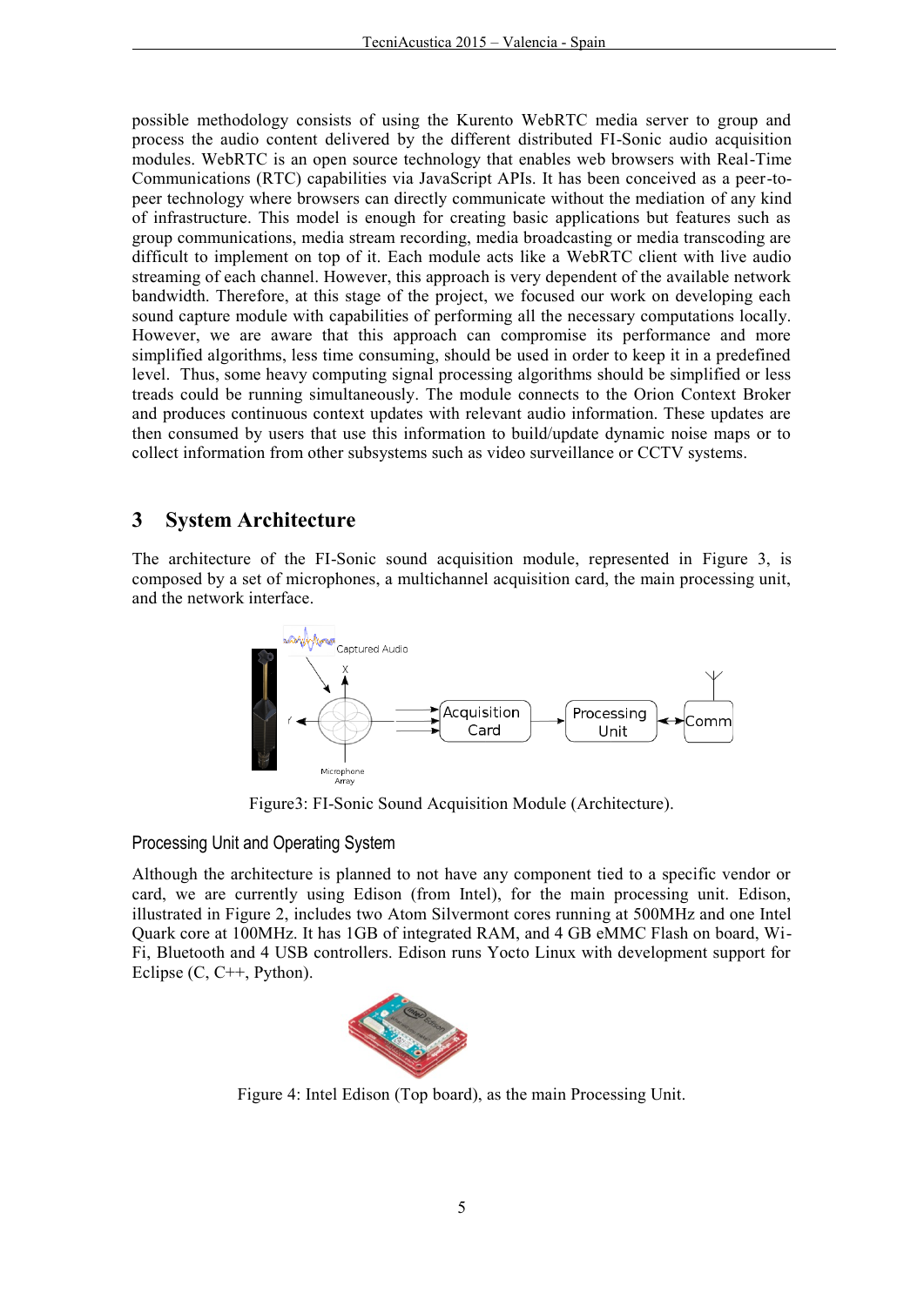possible methodology consists of using the Kurento WebRTC media server to group and process the audio content delivered by the different distributed FI-Sonic audio acquisition modules. WebRTC is an open source technology that enables web browsers with Real-Time Communications (RTC) capabilities via JavaScript APIs. It has been conceived as a peer-to-peer technology where browsers can directly communicate without the mediation of any kind of infrastructure. This model is enough for creating basic applications but features such as group communications, media stream recording, media broadcasting or media transcoding are difficult to implement on top of it. Each module acts like a WebRTC client with live audio streaming of each channel. However, this approach is very dependent of the available network bandwidth. Therefore, at this stage of the project, we focused our work on developing each sound capture module with capabilities of performing all the necessary computations locally. However, we are aware that this approach can compromise its performance and more simplified algorithms, less time consuming, should be used in order to keep it in a predefined level. Thus, some heavy computing signal processing algorithms should be simplified or less treads could be running simultaneously. The module connects to the Orion Context Broker and produces continuous context updates with relevant audio information. These updates are then consumed by users that use this information to build/update dynamic noise maps or to collect information from other subsystems such as video surveillance or CCTV systems.

## 3 System Architecture

The architecture of the FI-Sonic sound acquisition module, represented in Figure 3, is composed by a set of microphones, a multichannel acquisition card, the main processing unit, and the network interface.

Figure3: FI-Sonic Sound Acquisition Module (Architecture).

### Processing Unit and Operating System

Although the architecture is planned to not have any component tied to a specific vendor or card, we are currently using Edison (from Intel), for the main processing unit. Edison, illustrated in Figure 2, includes two Atom Silvermont cores running at 500MHz and one Intel Quark core at 100MHz. It has 1GB of integrated RAM, and 4 GB eMMC Flash on board, Wi-Fi, Bluetooth and 4 USB controllers. Edison runs Yocto Linux with development support for Eclipse (C, C++, Python).

Figure 4: Intel Edison (Top board), as the main Processing Unit.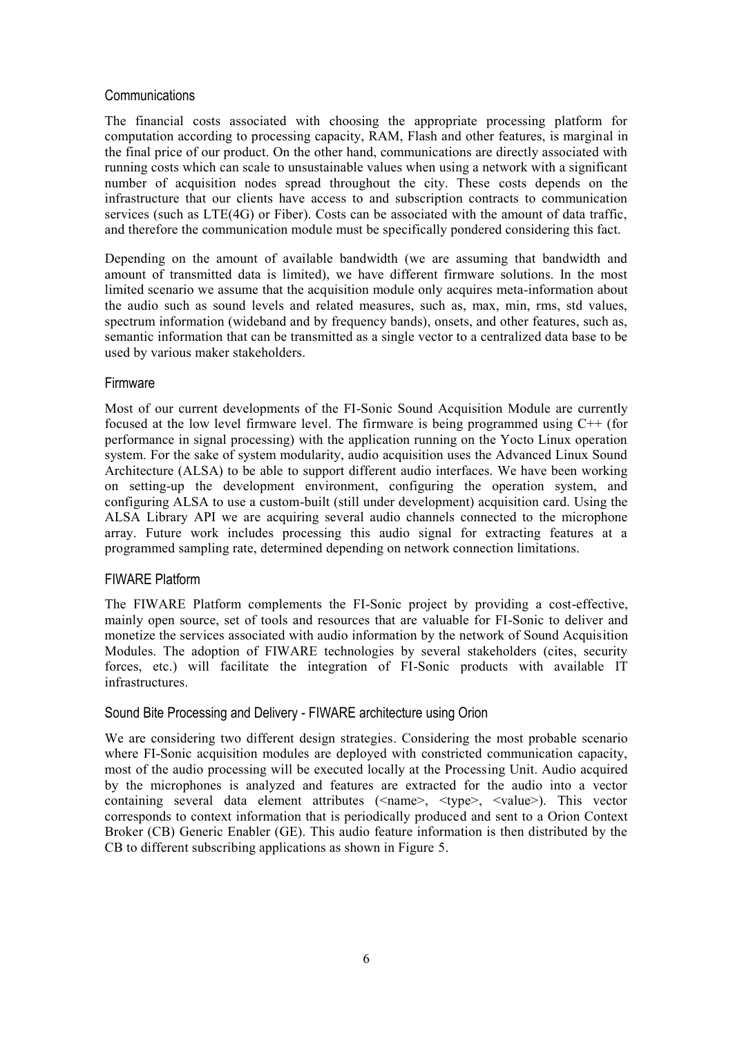### Communications

The financial costs associated with choosing the appropriate processing platform for computation according to processing capacity, RAM, Flash and other features, is marginal in the final price of our product. On the other hand, communications are directly associated with running costs which can scale to unsustainable values when using a network with a significant number of acquisition nodes spread throughout the city. These costs depends on the infrastructure that our clients have access to and subscription contracts to communication services (such as LTE(4G) or Fiber). Costs can be associated with the amount of data traffic, and therefore the communication module must be specifically pondered considering this fact.

Depending on the amount of available bandwidth (we are assuming that bandwidth and amount of transmitted data is limited), we have different firmware solutions. In the most limited scenario we assume that the acquisition module only acquires meta-information about the audio such as sound levels and related measures, such as, max, min, rms, std values, spectrum information (wideband and by frequency bands), onsets, and other features, such as, semantic information that can be transmitted as a single vector to a centralized data base to be used by various maker stakeholders.

### Firmware

Most of our current developments of the FI-Sonic Sound Acquisition Module are currently focused at the low level firmware level. The firmware is being programmed using C++ (for performance in signal processing) with the application running on the Yocto Linux operation system. For the sake of system modularity, audio acquisition uses the Advanced Linux Sound Architecture (ALSA) to be able to support different audio interfaces. We have been working on setting-up the development environment, configuring the operation system, and configuring ALSA to use a custom-built (still under development) acquisition card. Using the ALSA Library API we are acquiring several audio channels connected to the microphone array. Future work includes processing this audio signal for extracting features at a programmed sampling rate, determined depending on network connection limitations.

### FIWARE Platform

The FIWARE Platform complements the FI-Sonic project by providing a cost-effective, mainly open source, set of tools and resources that are valuable for FI-Sonic to deliver and monetize the services associated with audio information by the network of Sound Acquisition Modules. The adoption of FIWARE technologies by several stakeholders (cites, security forces, etc.) will facilitate the integration of FI-Sonic products with available IT infrastructures.

### Sound Bite Processing and Delivery - FIWARE architecture using Orion

We are considering two different design strategies. Considering the most probable scenario where FI-Sonic acquisition modules are deployed with constricted communication capacity, most of the audio processing will be executed locally at the Processing Unit. Audio acquired by the microphones is analyzed and features are extracted for the audio into a vector containing several data element attributes (<name>, <type>, <value>). This vector corresponds to context information that is periodically produced and sent to a Orion Context Broker (CB) Generic Enabler (GE). This audio feature information is then distributed by the CB to different subscribing applications as shown in Figure 5.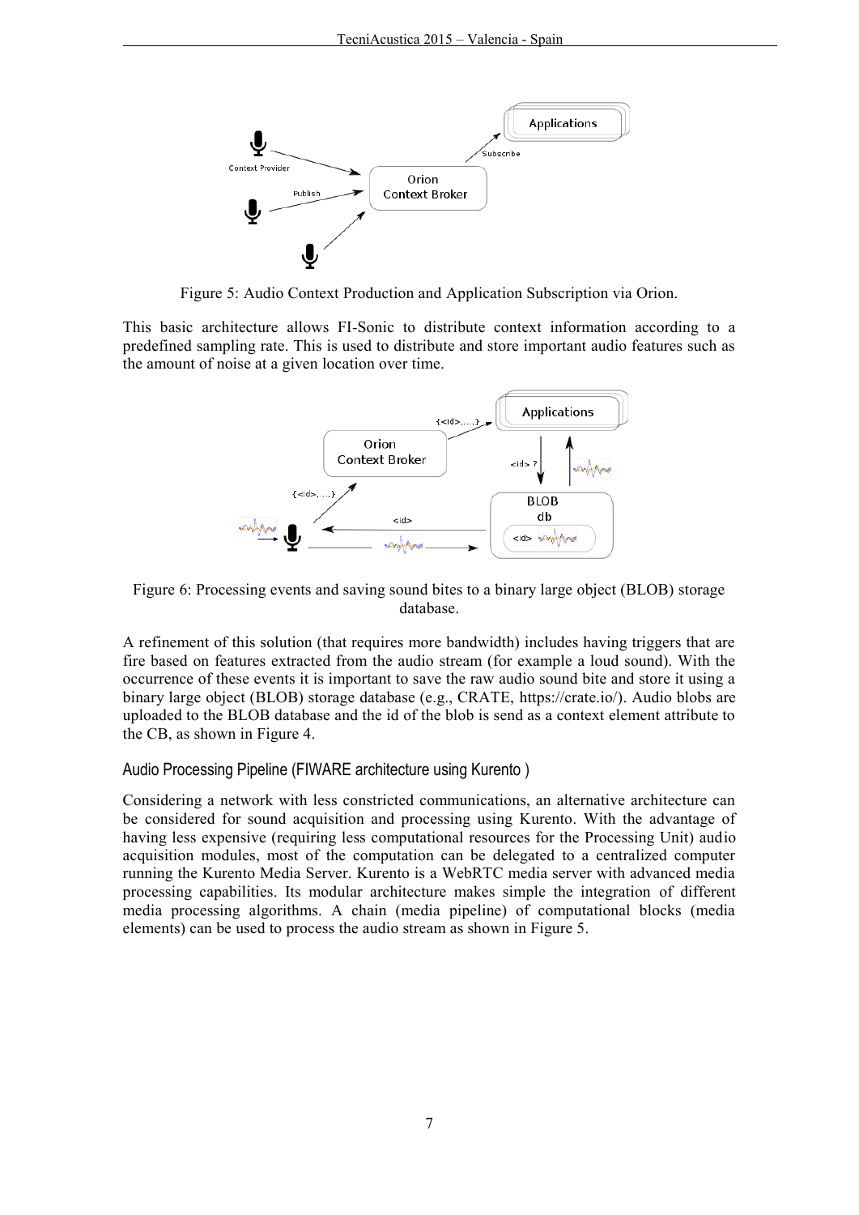Figure 5: Audio Context Production and Application Subscription via Orion.

This basic architecture allows FI-Sonic to distribute context information according to a predefined sampling rate. This is used to distribute and store important audio features such as the amount of noise at a given location over time.

Figure 6: Processing events and saving sound bites to a binary large object (BLOB) storage database.

A refinement of this solution (that requires more bandwidth) includes having triggers that are fire based on features extracted from the audio stream (for example a loud sound). With the occurrence of these events it is important to save the raw audio sound bite and store it using a binary large object (BLOB) storage database (e.g., CRATE, https://crate.io/). Audio blobs are uploaded to the BLOB database and the id of the blob is send as a context element attribute to the CB, as shown in Figure 4.

### Audio Processing Pipeline (FIWARE architecture using Kurento )

Considering a network with less constricted communications, an alternative architecture can be considered for sound acquisition and processing using Kurento. With the advantage of having less expensive (requiring less computational resources for the Processing Unit) audio acquisition modules, most of the computation can be delegated to a centralized computer running the Kurento Media Server. Kurento is a WebRTC media server with advanced media processing capabilities. Its modular architecture makes simple the integration of different media processing algorithms. A chain (media pipeline) of computational blocks (media elements) can be used to process the audio stream as shown in Figure 5.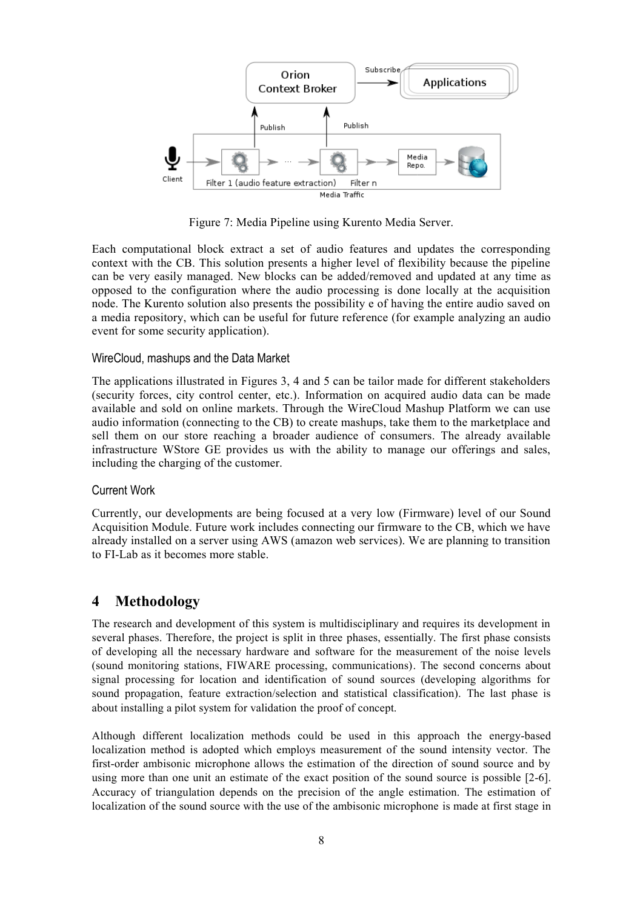Figure 7: Media Pipeline using Kurento Media Server.

Each computational block extract a set of audio features and updates the corresponding context with the CB. This solution presents a higher level of flexibility because the pipeline can be very easily managed. New blocks can be added/removed and updated at any time as opposed to the configuration where the audio processing is done locally at the acquisition node. The Kurento solution also presents the possibility e of having the entire audio saved on a media repository, which can be useful for future reference (for example analyzing an audio event for some security application).

### WireCloud, mashups and the Data Market

The applications illustrated in Figures 3, 4 and 5 can be tailor made for different stakeholders (security forces, city control center, etc.). Information on acquired audio data can be made available and sold on online markets. Through the WireCloud Mashup Platform we can use audio information (connecting to the CB) to create mashups, take them to the marketplace and sell them on our store reaching a broader audience of consumers. The already available infrastructure WStore GE provides us with the ability to manage our offerings and sales, including the charging of the customer.

### Current Work

Currently, our developments are being focused at a very low (Firmware) level of our Sound Acquisition Module. Future work includes connecting our firmware to the CB, which we have already installed on a server using AWS (amazon web services). We are planning to transition to FI-Lab as it becomes more stable.

## 4 Methodology

The research and development of this system is multidisciplinary and requires its development in several phases. Therefore, the project is split in three phases, essentially. The first phase consists of developing all the necessary hardware and software for the measurement of the noise levels (sound monitoring stations, FIWARE processing, communications). The second concerns about signal processing for location and identification of sound sources (developing algorithms for sound propagation, feature extraction/selection and statistical classification). The last phase is about installing a pilot system for validation the proof of concept.

Although different localization methods could be used in this approach the energy-based localization method is adopted which employs measurement of the sound intensity vector. The first-order ambisonic microphone allows the estimation of the direction of sound source and by using more than one unit an estimate of the exact position of the sound source is possible [2-6]. Accuracy of triangulation depends on the precision of the angle estimation. The estimation of localization of the sound source with the use of the ambisonic microphone is made at first stage in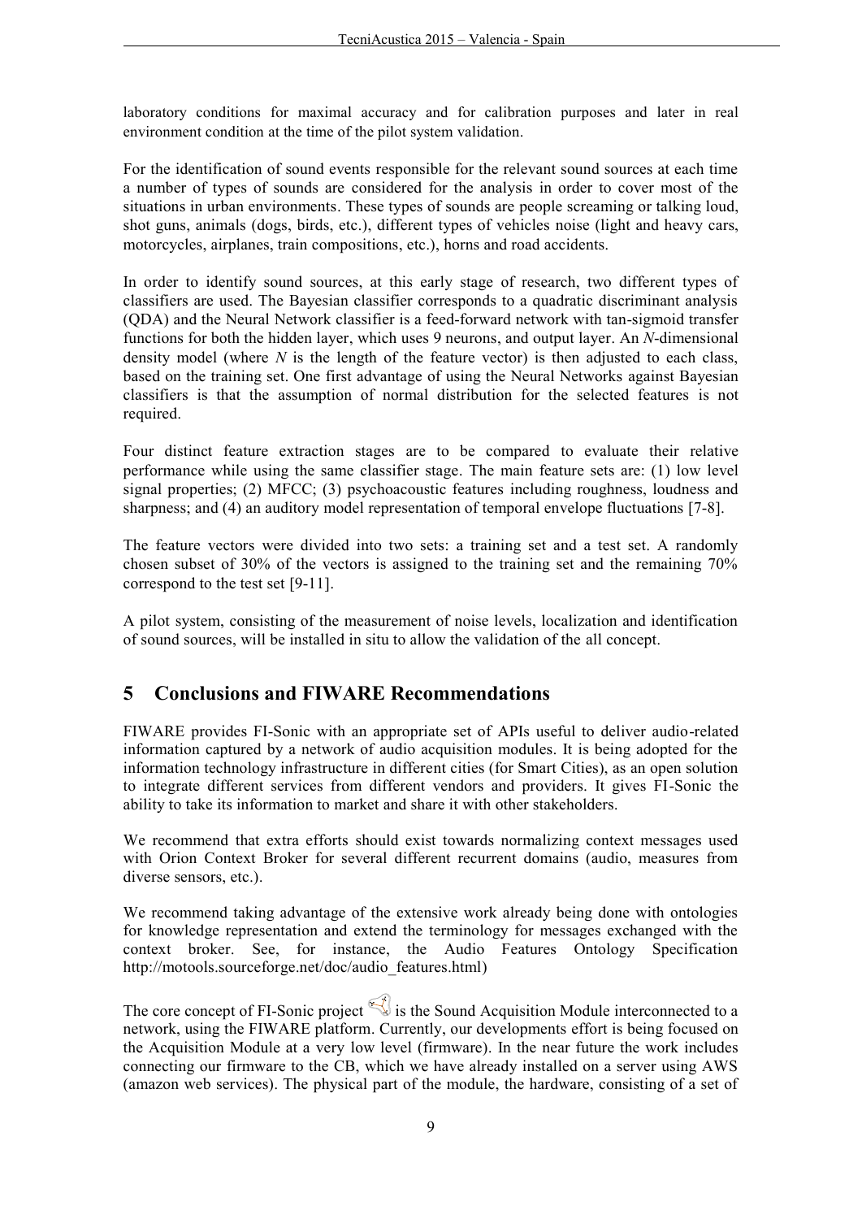laboratory conditions for maximal accuracy and for calibration purposes and later in real environment condition at the time of the pilot system validation.

For the identification of sound events responsible for the relevant sound sources at each time a number of types of sounds are considered for the analysis in order to cover most of the situations in urban environments. These types of sounds are people screaming or talking loud, shot guns, animals (dogs, birds, etc.), different types of vehicles noise (light and heavy cars, motorcycles, airplanes, train compositions, etc.), horns and road accidents.

In order to identify sound sources, at this early stage of research, two different types of classifiers are used. The Bayesian classifier corresponds to a quadratic discriminant analysis (QDA) and the Neural Network classifier is a feed-forward network with tan-sigmoid transfer functions for both the hidden layer, which uses 9 neurons, and output layer. An $N$-dimensional density model (where $N$ is the length of the feature vector) is then adjusted to each class, based on the training set. One first advantage of using the Neural Networks against Bayesian classifiers is that the assumption of normal distribution for the selected features is not required.

Four distinct feature extraction stages are to be compared to evaluate their relative performance while using the same classifier stage. The main feature sets are: (1) low level signal properties; (2) MFCC; (3) psychoacoustic features including roughness, loudness and sharpness; and (4) an auditory model representation of temporal envelope fluctuations [7-8].

The feature vectors were divided into two sets: a training set and a test set. A randomly chosen subset of 30% of the vectors is assigned to the training set and the remaining 70% correspond to the test set [9-11].

A pilot system, consisting of the measurement of noise levels, localization and identification of sound sources, will be installed in situ to allow the validation of the all concept.

## 5 Conclusions and FIWARE Recommendations

FIWARE provides FI-Sonic with an appropriate set of APIs useful to deliver audio-related information captured by a network of audio acquisition modules. It is being adopted for the information technology infrastructure in different cities (for Smart Cities), as an open solution to integrate different services from different vendors and providers. It gives FI-Sonic the ability to take its information to market and share it with other stakeholders.

We recommend that extra efforts should exist towards normalizing context messages used with Orion Context Broker for several different recurrent domains (audio, measures from diverse sensors, etc.).

We recommend taking advantage of the extensive work already being done with ontologies for knowledge representation and extend the terminology for messages exchanged with the context broker. See, for instance, the Audio Features Ontology Specification http://motools.sourceforge.net/doc/audio_features.html)

The core concept of FI-Sonic project is the Sound Acquisition Module interconnected to a network, using the FIWARE platform. Currently, our developments effort is being focused on the Acquisition Module at a very low level (firmware). In the near future the work includes connecting our firmware to the CB, which we have already installed on a server using AWS (amazon web services). The physical part of the module, the hardware, consisting of a set of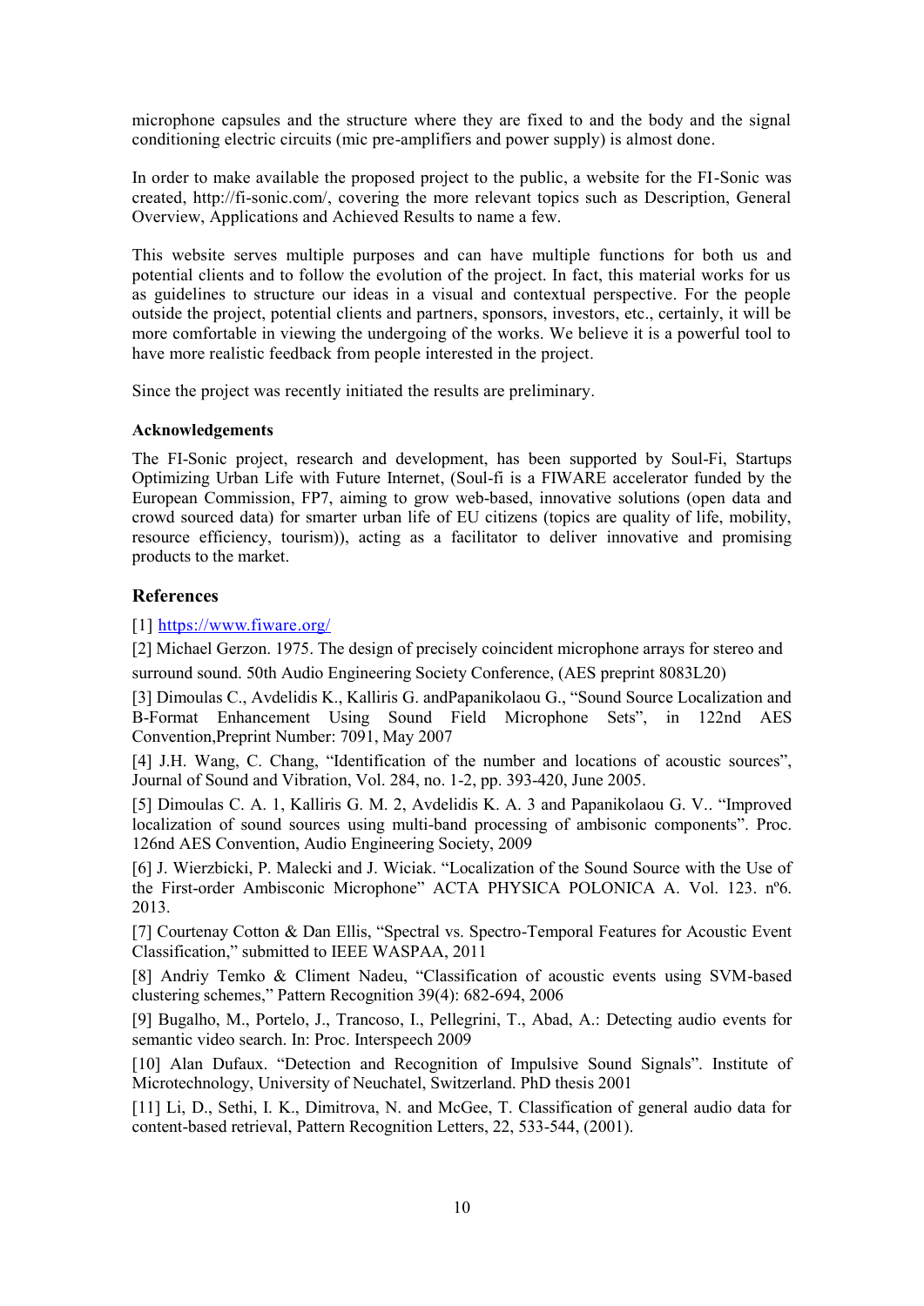microphone capsules and the structure where they are fixed to and the body and the signal conditioning electric circuits (mic pre-amplifiers and power supply) is almost done.

In order to make available the proposed project to the public, a website for the FI-Sonic was created, http://fi-sonic.com/, covering the more relevant topics such as Description, General Overview, Applications and Achieved Results to name a few.

This website serves multiple purposes and can have multiple functions for both us and potential clients and to follow the evolution of the project. In fact, this material works for us as guidelines to structure our ideas in a visual and contextual perspective. For the people outside the project, potential clients and partners, sponsors, investors, etc., certainly, it will be more comfortable in viewing the undergoing of the works. We believe it is a powerful tool to have more realistic feedback from people interested in the project.

Since the project was recently initiated the results are preliminary.

**Acknowledgements**

The FI-Sonic project, research and development, has been supported by Soul-Fi, Startups Optimizing Urban Life with Future Internet, (Soul-fi is a FIWARE accelerator funded by the European Commission, FP7, aiming to grow web-based, innovative solutions (open data and crowd sourced data) for smarter urban life of EU citizens (topics are quality of life, mobility, resource efficiency, tourism)), acting as a facilitator to deliver innovative and promising products to the market.

## References

[1] https://www.fiware.org/

[2] Michael Gerzon. 1975. The design of precisely coincident microphone arrays for stereo and surround sound. 50th Audio Engineering Society Conference, (AES preprint 8083L20)

[3] Dimoulas C., Avdelidis K., Kalliris G. andPapanikolaou G., "Sound Source Localization and B-Format Enhancement Using Sound Field Microphone Sets", in 122nd AES Convention,Preprint Number: 7091, May 2007

[4] J.H. Wang, C. Chang, "Identification of the number and locations of acoustic sources", Journal of Sound and Vibration, Vol. 284, no. 1-2, pp. 393-420, June 2005.

[5] Dimoulas C. A. 1, Kalliris G. M. 2, Avdelidis K. A. 3 and Papanikolaou G. V.. "Improved localization of sound sources using multi-band processing of ambisonic components". Proc. 126nd AES Convention, Audio Engineering Society, 2009

[6] J. Wierzbicki, P. Malecki and J. Wiciak. "Localization of the Sound Source with the Use of the First-order Ambisconic Microphone" ACTA PHYSICA POLONICA A. Vol. 123. nº6. 2013.

[7] Courtenay Cotton & Dan Ellis, "Spectral vs. Spectro-Temporal Features for Acoustic Event Classification," submitted to IEEE WASPAA, 2011

[8] Andriy Temko & Climent Nadeu, "Classification of acoustic events using SVM-based clustering schemes," Pattern Recognition 39(4): 682-694, 2006

[9] Bugalho, M., Portelo, J., Trancoso, I., Pellegrini, T., Abad, A.: Detecting audio events for semantic video search. In: Proc. Interspeech 2009

[10] Alan Dufaux. "Detection and Recognition of Impulsive Sound Signals". Institute of Microtechnology, University of Neuchatel, Switzerland. PhD thesis 2001

[11] Li, D., Sethi, I. K., Dimitrova, N. and McGee, T. Classification of general audio data for content-based retrieval, Pattern Recognition Letters, 22, 533-544, (2001).